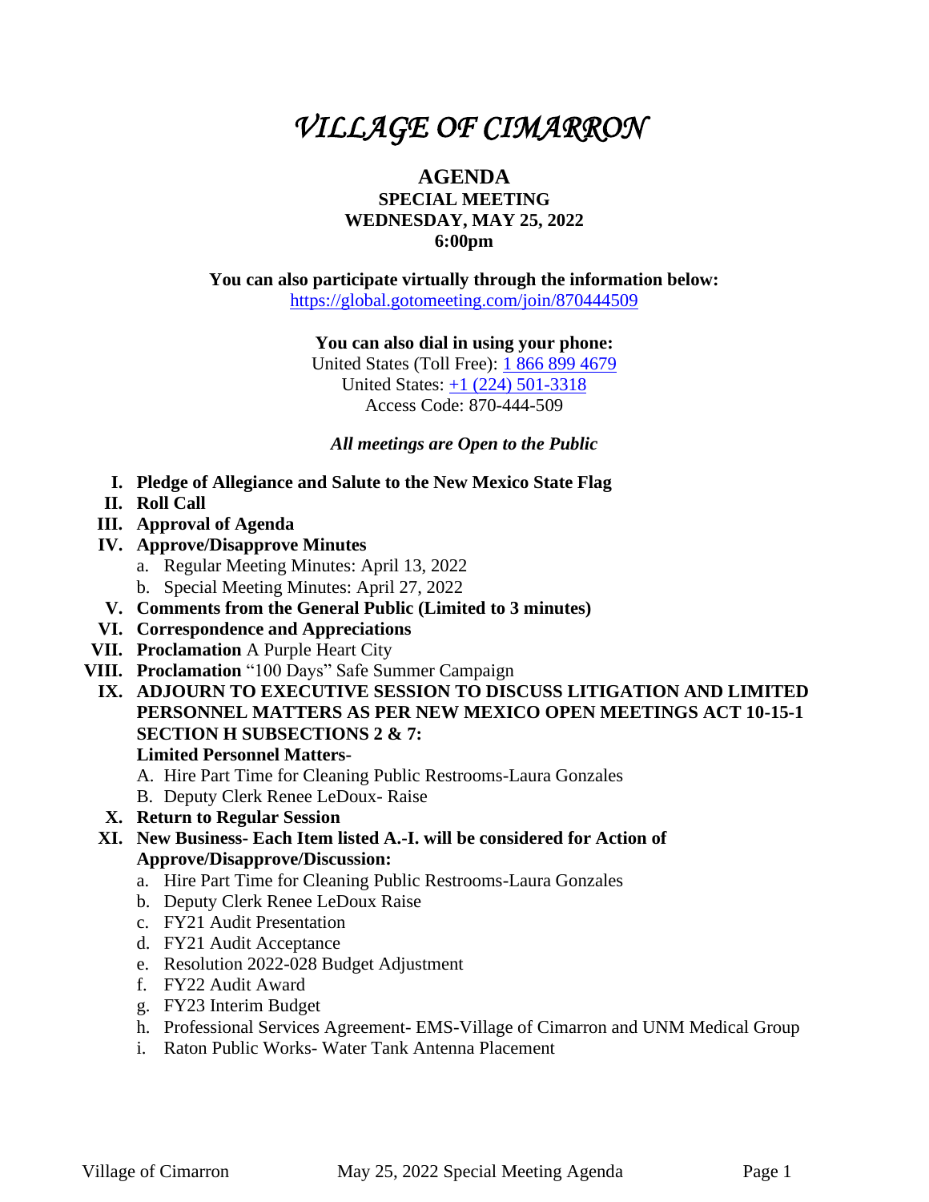# *VILLAGE OF CIMARRON*

## AGENDA
### SPECIAL MEETING
### WEDNESDAY, MAY 25, 2022
### 6:00pm

**You can also participate virtually through the information below:**
https://global.gotomeeting.com/join/870444509

**You can also dial in using your phone:**
United States (Toll Free): 1 866 899 4679
United States: +1 (224) 501-3318
Access Code: 870-444-509

***All meetings are Open to the Public***

I. **Pledge of Allegiance and Salute to the New Mexico State Flag**
II. **Roll Call**
III. **Approval of Agenda**
IV. **Approve/Disapprove Minutes**
   a. Regular Meeting Minutes: April 13, 2022
   b. Special Meeting Minutes: April 27, 2022
V. **Comments from the General Public (Limited to 3 minutes)**
VI. **Correspondence and Appreciations**
VII. **Proclamation** A Purple Heart City
VIII. **Proclamation** "100 Days" Safe Summer Campaign
IX. **ADJOURN TO EXECUTIVE SESSION TO DISCUSS LITIGATION AND LIMITED PERSONNEL MATTERS AS PER NEW MEXICO OPEN MEETINGS ACT 10-15-1 SECTION H SUBSECTIONS 2 & 7:**
   **Limited Personnel Matters-**
   A. Hire Part Time for Cleaning Public Restrooms-Laura Gonzales
   B. Deputy Clerk Renee LeDoux- Raise
X. **Return to Regular Session**
XI. **New Business- Each Item listed A.-I. will be considered for Action of Approve/Disapprove/Discussion:**
   a. Hire Part Time for Cleaning Public Restrooms-Laura Gonzales
   b. Deputy Clerk Renee LeDoux Raise
   c. FY21 Audit Presentation
   d. FY21 Audit Acceptance
   e. Resolution 2022-028 Budget Adjustment
   f. FY22 Audit Award
   g. FY23 Interim Budget
   h. Professional Services Agreement- EMS-Village of Cimarron and UNM Medical Group
   i. Raton Public Works- Water Tank Antenna Placement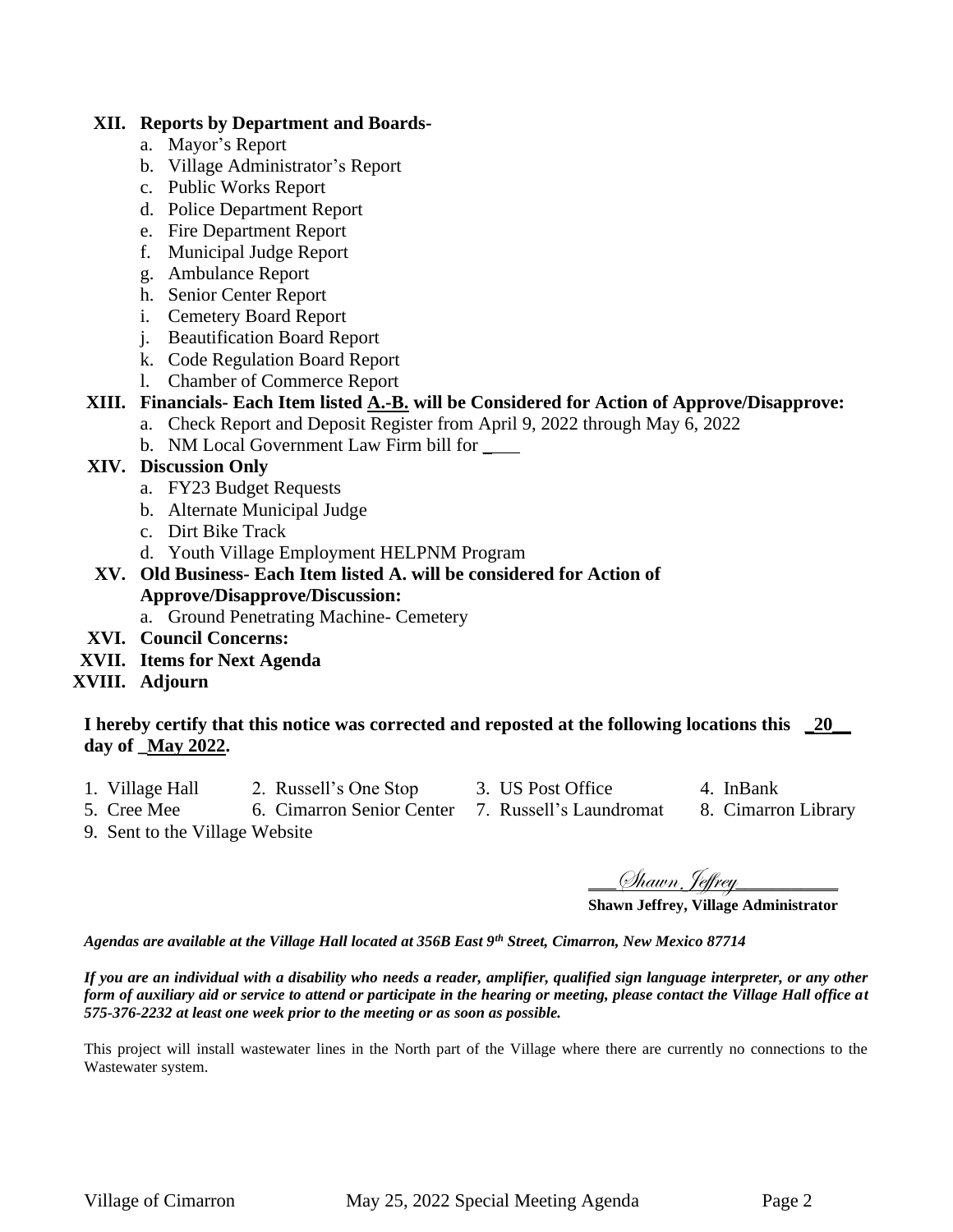**XII. Reports by Department and Boards-**

a. Mayor's Report
b. Village Administrator's Report
c. Public Works Report
d. Police Department Report
e. Fire Department Report
f. Municipal Judge Report
g. Ambulance Report
h. Senior Center Report
i. Cemetery Board Report
j. Beautification Board Report
k. Code Regulation Board Report
l. Chamber of Commerce Report

**XIII. Financials- Each Item listed A.-B. will be Considered for Action of Approve/Disapprove:**

a. Check Report and Deposit Register from April 9, 2022 through May 6, 2022
b. NM Local Government Law Firm bill for ____

**XIV. Discussion Only**

a. FY23 Budget Requests
b. Alternate Municipal Judge
c. Dirt Bike Track
d. Youth Village Employment HELPNM Program

**XV. Old Business- Each Item listed A. will be considered for Action of Approve/Disapprove/Discussion:**

a. Ground Penetrating Machine- Cemetery

**XVI. Council Concerns:**

**XVII. Items for Next Agenda**

**XVIII. Adjourn**

**I hereby certify that this notice was corrected and reposted at the following locations this _20__ day of _May 2022.**

1. Village Hall
2. Russell's One Stop
3. US Post Office
4. InBank
5. Cree Mee
6. Cimarron Senior Center
7. Russell's Laundromat
8. Cimarron Library
9. Sent to the Village Website

___Shawn Jeffrey___________
**Shawn Jeffrey, Village Administrator**

***Agendas are available at the Village Hall located at 356B East 9th Street, Cimarron, New Mexico 87714***

***If you are an individual with a disability who needs a reader, amplifier, qualified sign language interpreter, or any other form of auxiliary aid or service to attend or participate in the hearing or meeting, please contact the Village Hall office at 575-376-2232 at least one week prior to the meeting or as soon as possible.***

This project will install wastewater lines in the North part of the Village where there are currently no connections to the Wastewater system.